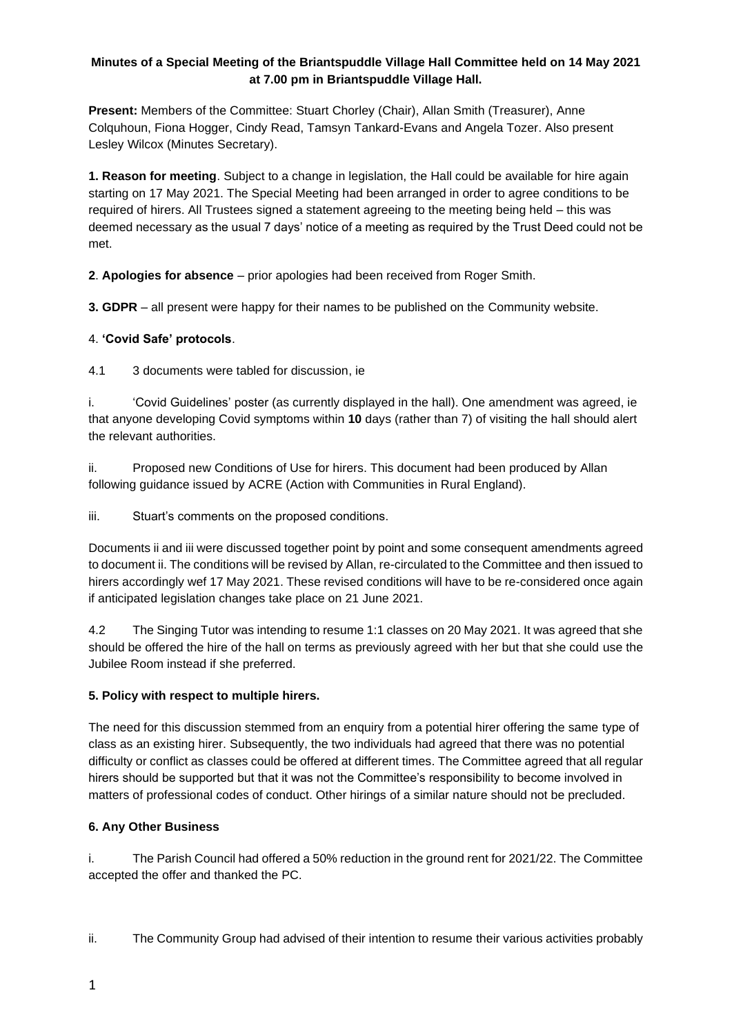**Minutes of a Special Meeting of the Briantspuddle Village Hall Committee held on 14 May 2021 at 7.00 pm in Briantspuddle Village Hall.**

**Present:** Members of the Committee: Stuart Chorley (Chair), Allan Smith (Treasurer), Anne Colquhoun, Fiona Hogger, Cindy Read, Tamsyn Tankard-Evans and Angela Tozer. Also present Lesley Wilcox (Minutes Secretary).

**1. Reason for meeting**. Subject to a change in legislation, the Hall could be available for hire again starting on 17 May 2021. The Special Meeting had been arranged in order to agree conditions to be required of hirers. All Trustees signed a statement agreeing to the meeting being held – this was deemed necessary as the usual 7 days' notice of a meeting as required by the Trust Deed could not be met.

**2**. **Apologies for absence** – prior apologies had been received from Roger Smith.

**3. GDPR** – all present were happy for their names to be published on the Community website.

4. **'Covid Safe' protocols**.

4.1 3 documents were tabled for discussion, ie

i. 'Covid Guidelines' poster (as currently displayed in the hall). One amendment was agreed, ie that anyone developing Covid symptoms within **10** days (rather than 7) of visiting the hall should alert the relevant authorities.

ii. Proposed new Conditions of Use for hirers. This document had been produced by Allan following guidance issued by ACRE (Action with Communities in Rural England).

iii. Stuart's comments on the proposed conditions.

Documents ii and iii were discussed together point by point and some consequent amendments agreed to document ii. The conditions will be revised by Allan, re-circulated to the Committee and then issued to hirers accordingly wef 17 May 2021. These revised conditions will have to be re-considered once again if anticipated legislation changes take place on 21 June 2021.

4.2 The Singing Tutor was intending to resume 1:1 classes on 20 May 2021. It was agreed that she should be offered the hire of the hall on terms as previously agreed with her but that she could use the Jubilee Room instead if she preferred.

**5. Policy with respect to multiple hirers.**

The need for this discussion stemmed from an enquiry from a potential hirer offering the same type of class as an existing hirer. Subsequently, the two individuals had agreed that there was no potential difficulty or conflict as classes could be offered at different times. The Committee agreed that all regular hirers should be supported but that it was not the Committee's responsibility to become involved in matters of professional codes of conduct. Other hirings of a similar nature should not be precluded.

**6. Any Other Business**

i. The Parish Council had offered a 50% reduction in the ground rent for 2021/22. The Committee accepted the offer and thanked the PC.

ii. The Community Group had advised of their intention to resume their various activities probably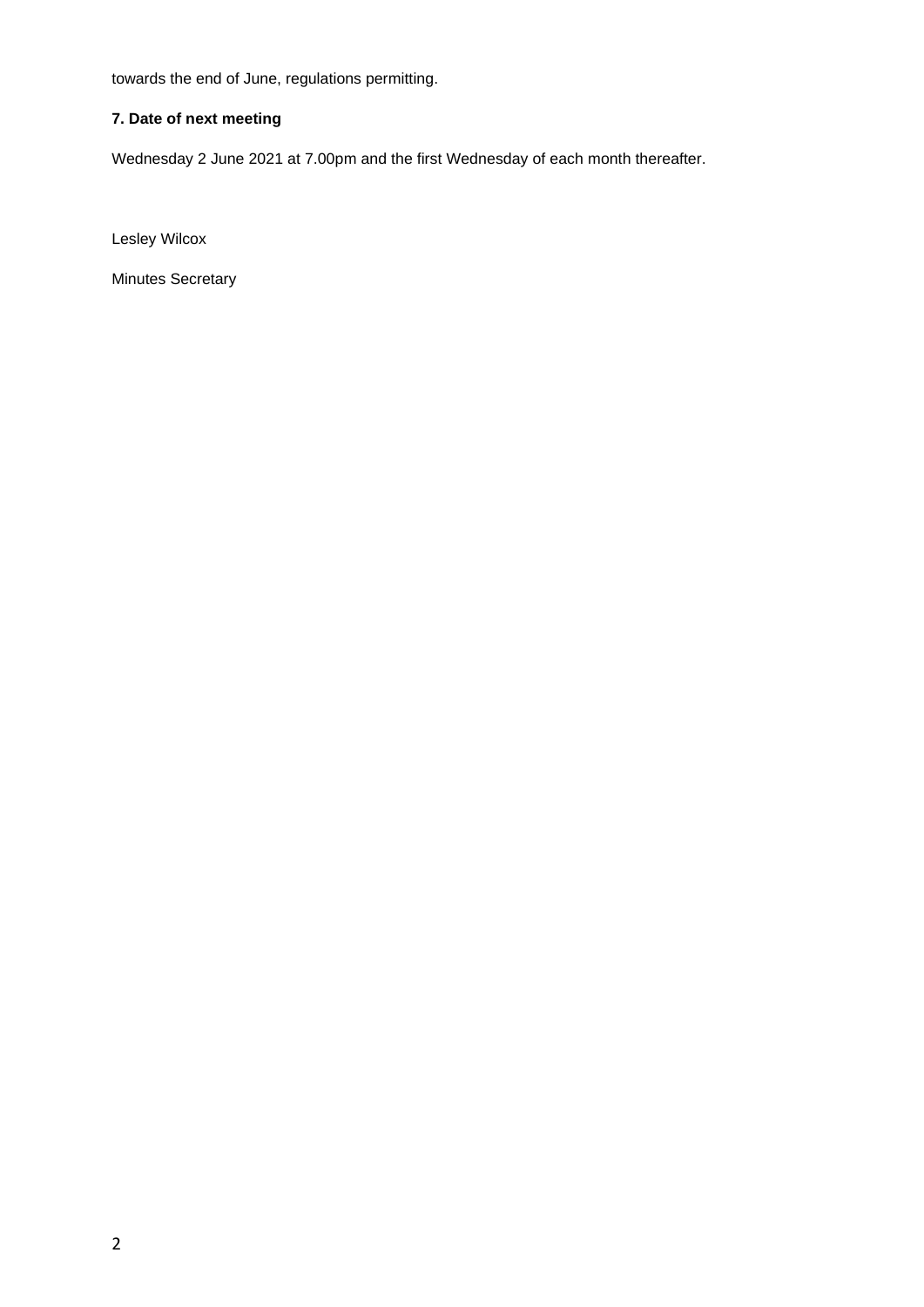towards the end of June, regulations permitting.

**7. Date of next meeting**

Wednesday 2 June 2021 at 7.00pm and the first Wednesday of each month thereafter.

Lesley Wilcox

Minutes Secretary